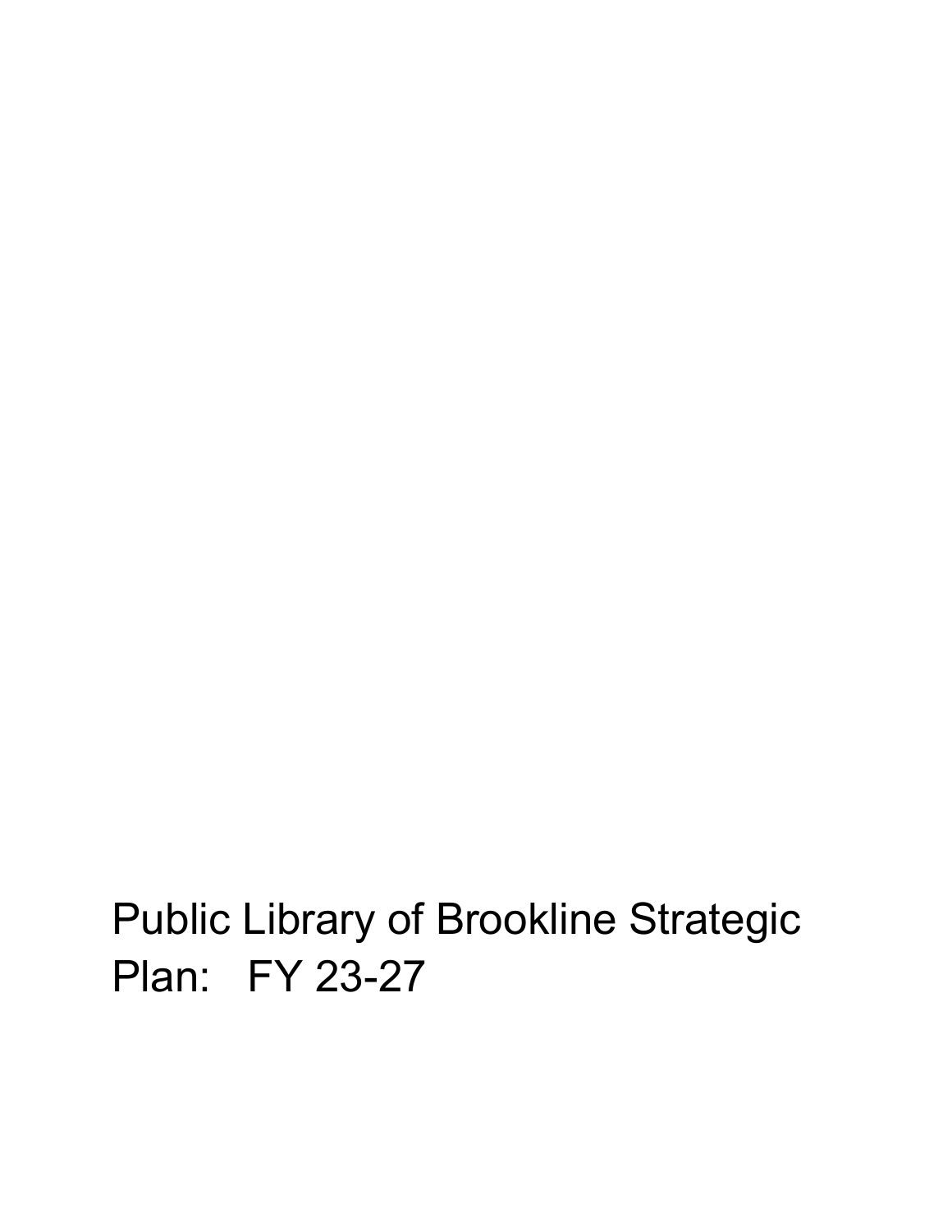# Public Library of Brookline Strategic Plan: FY 23-27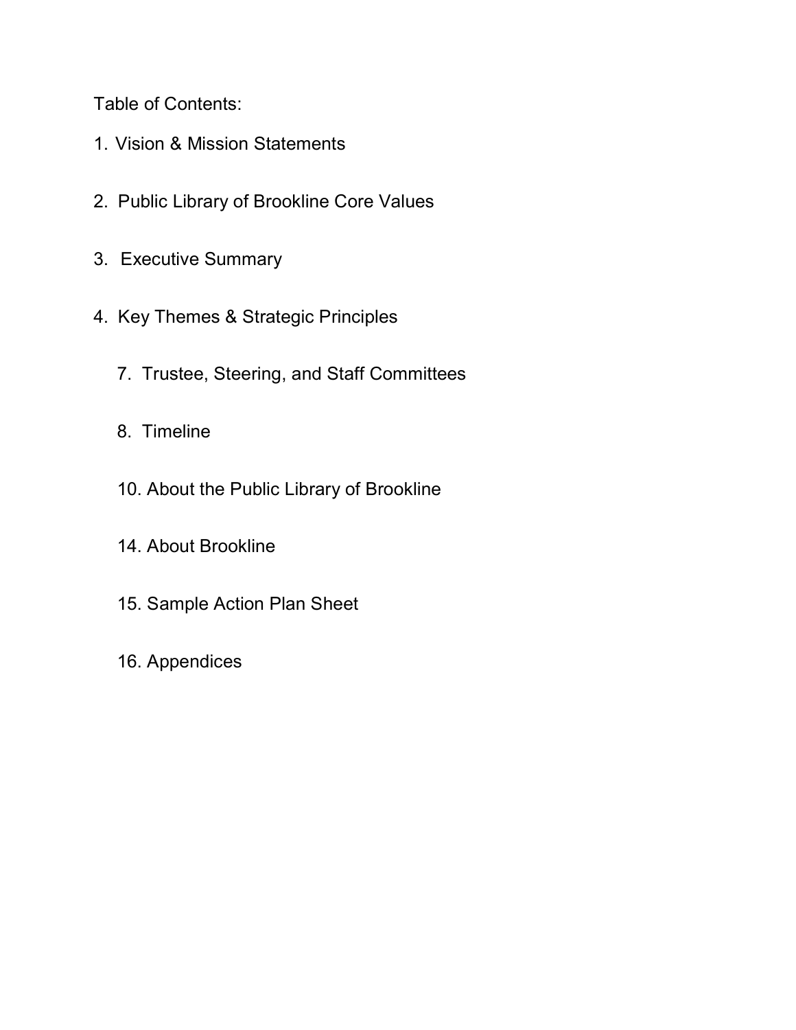Table of Contents:

1. Vision & Mission Statements

2. Public Library of Brookline Core Values

3. Executive Summary

4. Key Themes & Strategic Principles

   7. Trustee, Steering, and Staff Committees

   8. Timeline

   10. About the Public Library of Brookline

   14. About Brookline

   15. Sample Action Plan Sheet

   16. Appendices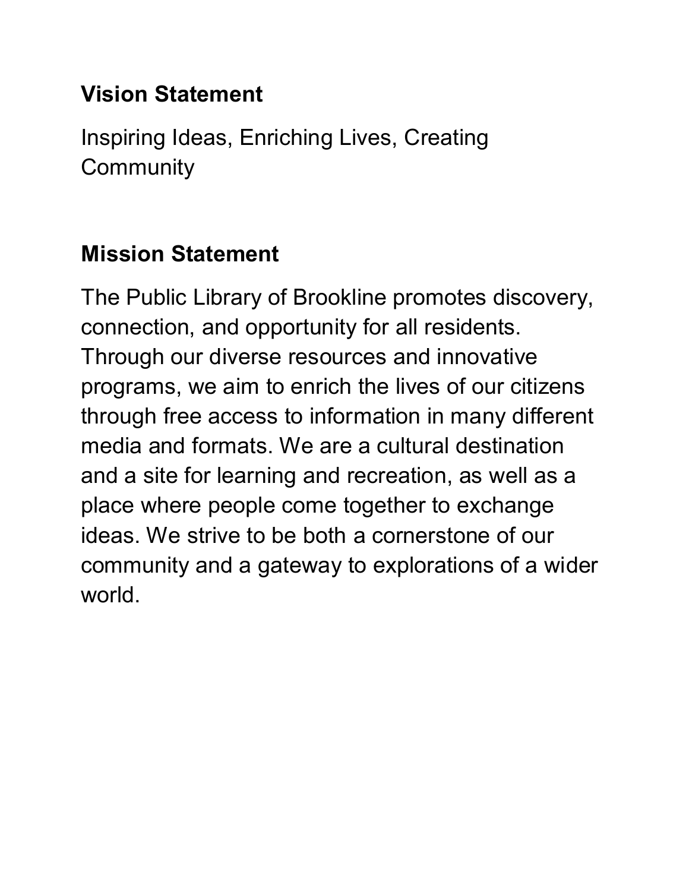## Vision Statement

Inspiring Ideas, Enriching Lives, Creating Community

## Mission Statement

The Public Library of Brookline promotes discovery, connection, and opportunity for all residents. Through our diverse resources and innovative programs, we aim to enrich the lives of our citizens through free access to information in many different media and formats. We are a cultural destination and a site for learning and recreation, as well as a place where people come together to exchange ideas. We strive to be both a cornerstone of our community and a gateway to explorations of a wider world.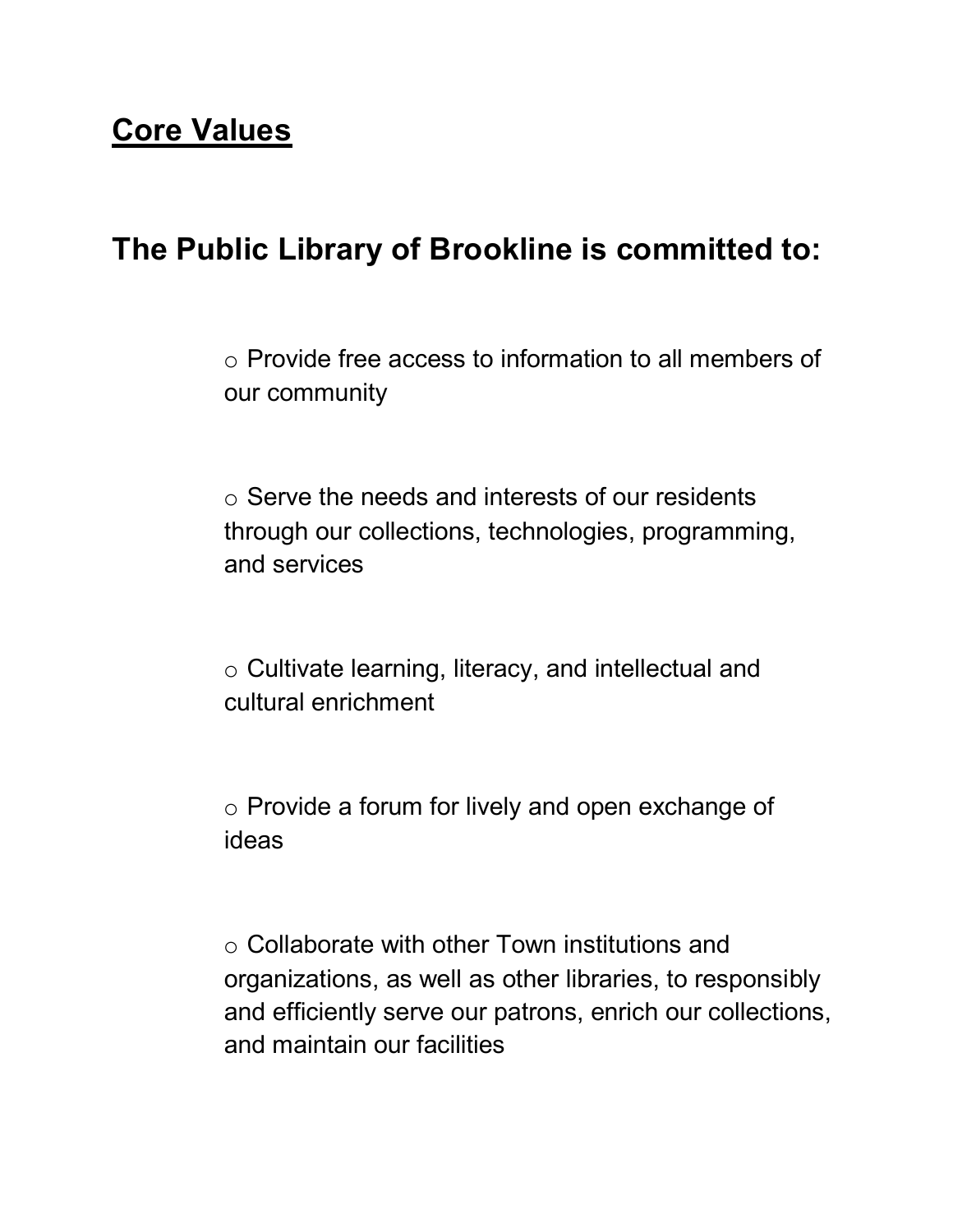## Core Values

## The Public Library of Brookline is committed to:

- Provide free access to information to all members of our community
- Serve the needs and interests of our residents through our collections, technologies, programming, and services
- Cultivate learning, literacy, and intellectual and cultural enrichment
- Provide a forum for lively and open exchange of ideas
- Collaborate with other Town institutions and organizations, as well as other libraries, to responsibly and efficiently serve our patrons, enrich our collections, and maintain our facilities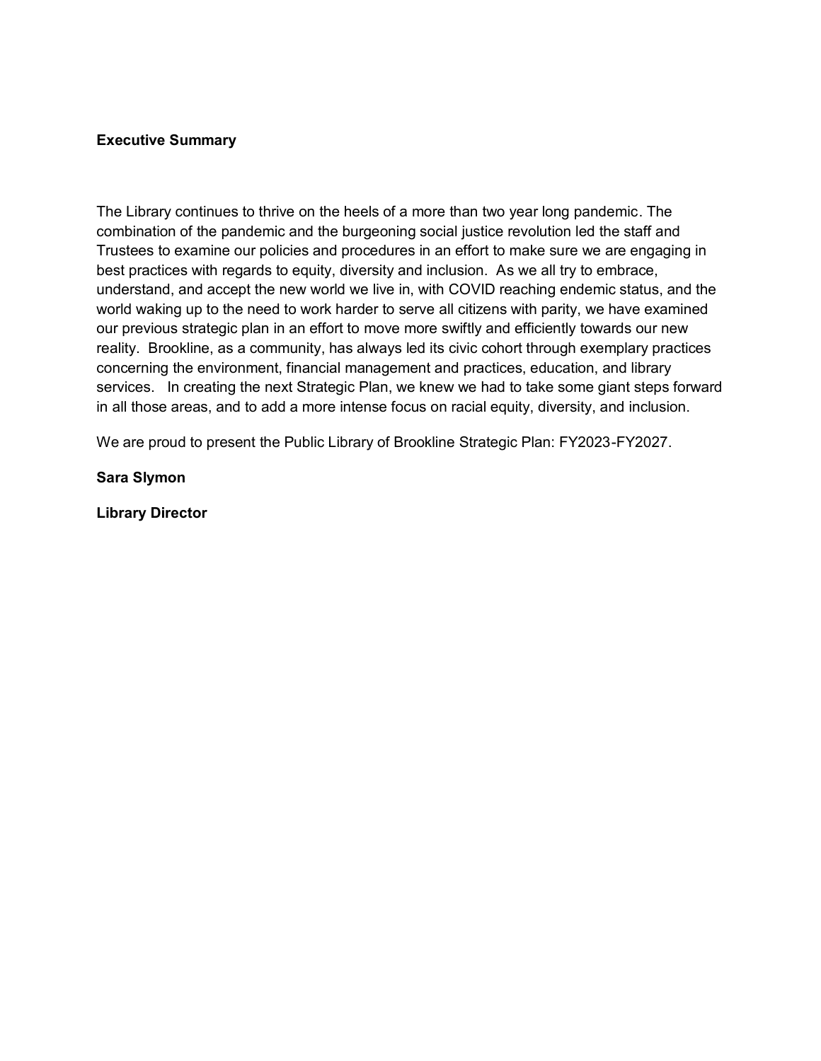## Executive Summary

The Library continues to thrive on the heels of a more than two year long pandemic. The combination of the pandemic and the burgeoning social justice revolution led the staff and Trustees to examine our policies and procedures in an effort to make sure we are engaging in best practices with regards to equity, diversity and inclusion. As we all try to embrace, understand, and accept the new world we live in, with COVID reaching endemic status, and the world waking up to the need to work harder to serve all citizens with parity, we have examined our previous strategic plan in an effort to move more swiftly and efficiently towards our new reality. Brookline, as a community, has always led its civic cohort through exemplary practices concerning the environment, financial management and practices, education, and library services. In creating the next Strategic Plan, we knew we had to take some giant steps forward in all those areas, and to add a more intense focus on racial equity, diversity, and inclusion.

We are proud to present the Public Library of Brookline Strategic Plan: FY2023-FY2027.

**Sara Slymon**

**Library Director**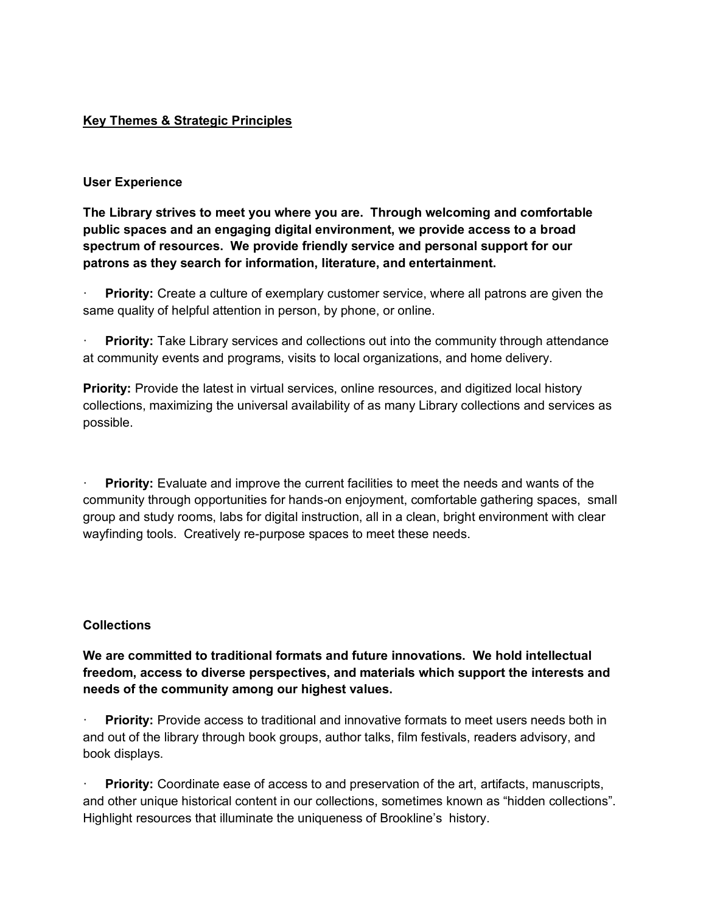**<u>Key Themes & Strategic Principles</u>**

**User Experience**

**The Library strives to meet you where you are. Through welcoming and comfortable public spaces and an engaging digital environment, we provide access to a broad spectrum of resources. We provide friendly service and personal support for our patrons as they search for information, literature, and entertainment.**

- **Priority:** Create a culture of exemplary customer service, where all patrons are given the same quality of helpful attention in person, by phone, or online.

- **Priority:** Take Library services and collections out into the community through attendance at community events and programs, visits to local organizations, and home delivery.

**Priority:** Provide the latest in virtual services, online resources, and digitized local history collections, maximizing the universal availability of as many Library collections and services as possible.

- **Priority:** Evaluate and improve the current facilities to meet the needs and wants of the community through opportunities for hands-on enjoyment, comfortable gathering spaces, small group and study rooms, labs for digital instruction, all in a clean, bright environment with clear wayfinding tools. Creatively re-purpose spaces to meet these needs.

**Collections**

**We are committed to traditional formats and future innovations. We hold intellectual freedom, access to diverse perspectives, and materials which support the interests and needs of the community among our highest values.**

- **Priority:** Provide access to traditional and innovative formats to meet users needs both in and out of the library through book groups, author talks, film festivals, readers advisory, and book displays.

- **Priority:** Coordinate ease of access to and preservation of the art, artifacts, manuscripts, and other unique historical content in our collections, sometimes known as "hidden collections". Highlight resources that illuminate the uniqueness of Brookline's history.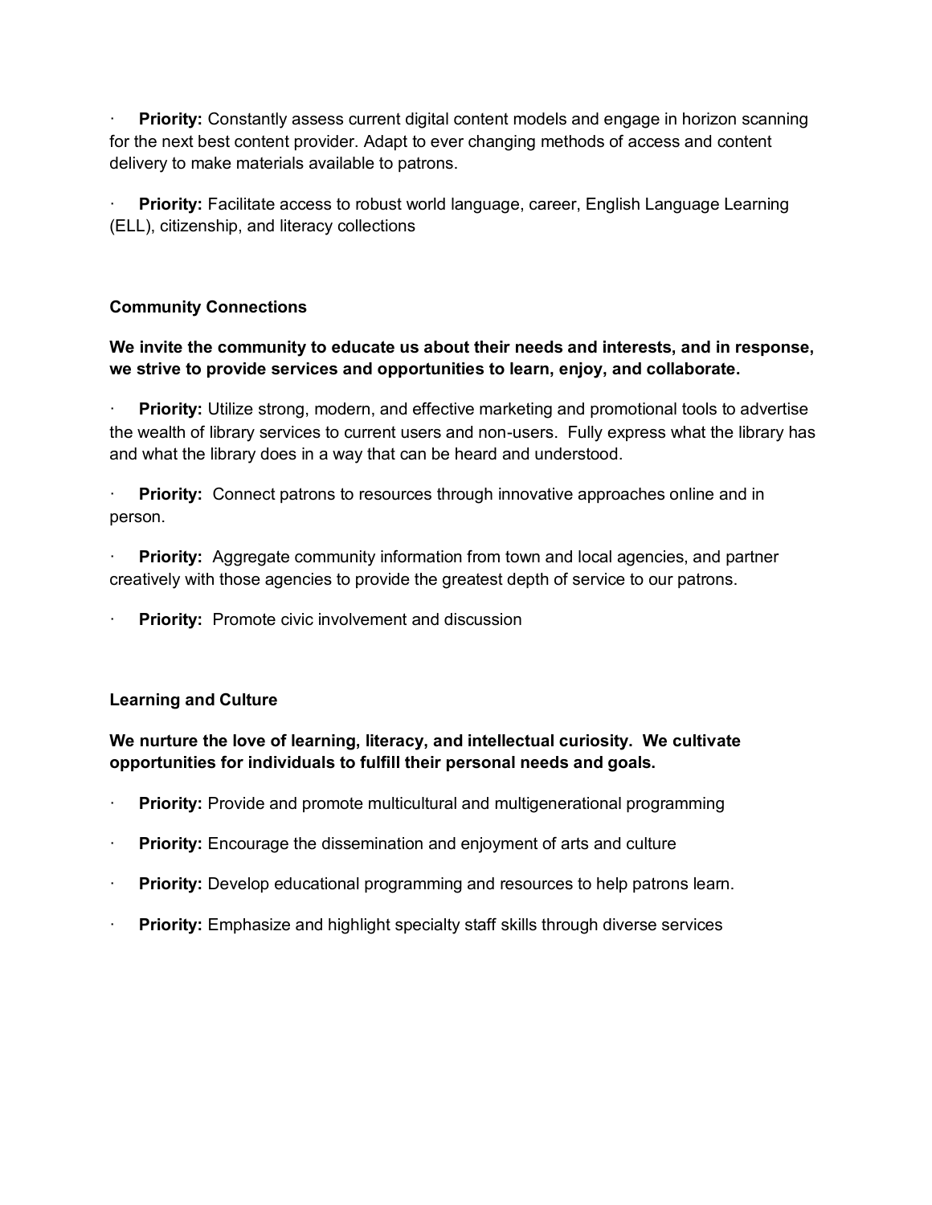- **Priority:** Constantly assess current digital content models and engage in horizon scanning for the next best content provider. Adapt to ever changing methods of access and content delivery to make materials available to patrons.

- **Priority:** Facilitate access to robust world language, career, English Language Learning (ELL), citizenship, and literacy collections

### Community Connections

**We invite the community to educate us about their needs and interests, and in response, we strive to provide services and opportunities to learn, enjoy, and collaborate.**

- **Priority:** Utilize strong, modern, and effective marketing and promotional tools to advertise the wealth of library services to current users and non-users. Fully express what the library has and what the library does in a way that can be heard and understood.

- **Priority:** Connect patrons to resources through innovative approaches online and in person.

- **Priority:** Aggregate community information from town and local agencies, and partner creatively with those agencies to provide the greatest depth of service to our patrons.

- **Priority:** Promote civic involvement and discussion

### Learning and Culture

**We nurture the love of learning, literacy, and intellectual curiosity. We cultivate opportunities for individuals to fulfill their personal needs and goals.**

- **Priority:** Provide and promote multicultural and multigenerational programming

- **Priority:** Encourage the dissemination and enjoyment of arts and culture

- **Priority:** Develop educational programming and resources to help patrons learn.

- **Priority:** Emphasize and highlight specialty staff skills through diverse services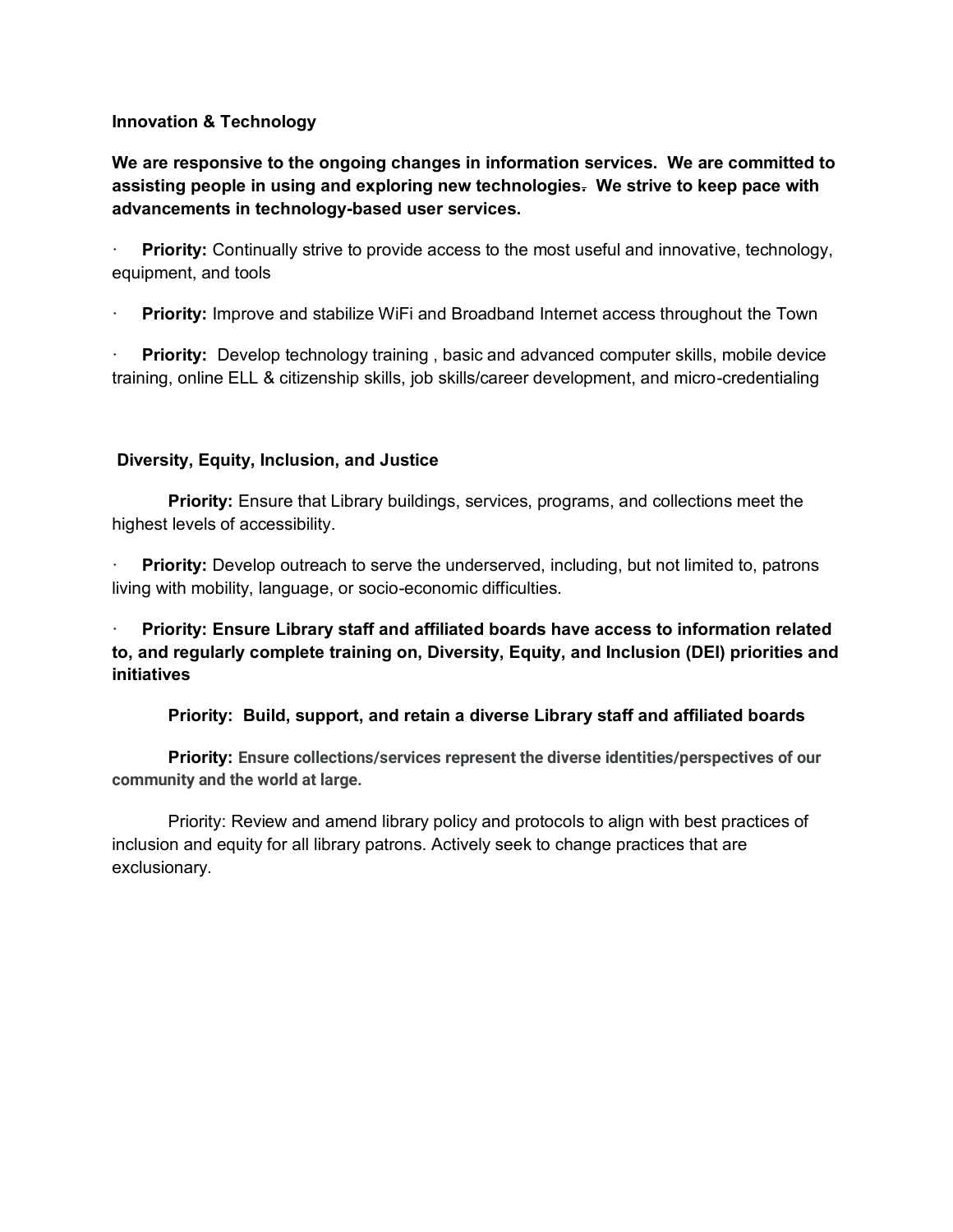**Innovation & Technology**

**We are responsive to the ongoing changes in information services. We are committed to assisting people in using and exploring new technologies. We strive to keep pace with advancements in technology-based user services.**

- **Priority:** Continually strive to provide access to the most useful and innovative, technology, equipment, and tools
- **Priority:** Improve and stabilize WiFi and Broadband Internet access throughout the Town
- **Priority:** Develop technology training , basic and advanced computer skills, mobile device training, online ELL & citizenship skills, job skills/career development, and micro-credentialing

**Diversity, Equity, Inclusion, and Justice**

**Priority:** Ensure that Library buildings, services, programs, and collections meet the highest levels of accessibility.

- **Priority:** Develop outreach to serve the underserved, including, but not limited to, patrons living with mobility, language, or socio-economic difficulties.
- **Priority: Ensure Library staff and affiliated boards have access to information related to, and regularly complete training on, Diversity, Equity, and Inclusion (DEI) priorities and initiatives**

**Priority: Build, support, and retain a diverse Library staff and affiliated boards**

**Priority: Ensure collections/services represent the diverse identities/perspectives of our community and the world at large.**

Priority: Review and amend library policy and protocols to align with best practices of inclusion and equity for all library patrons. Actively seek to change practices that are exclusionary.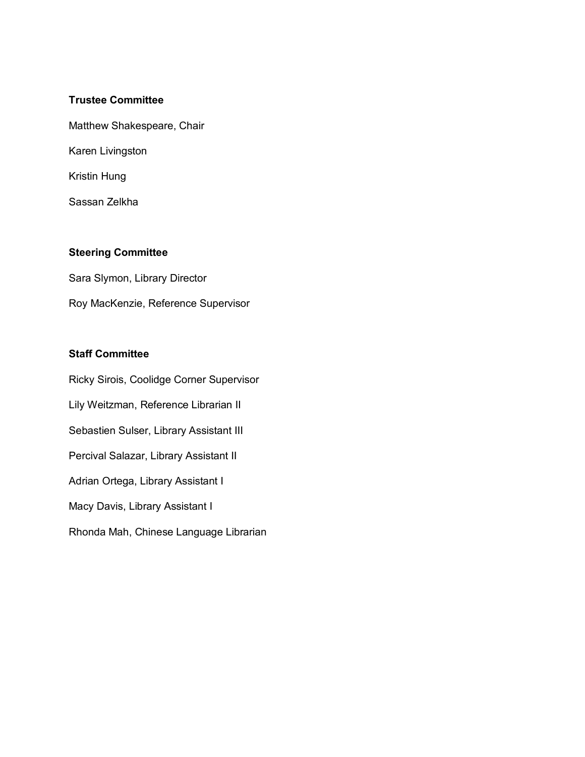**Trustee Committee**

Matthew Shakespeare, Chair

Karen Livingston

Kristin Hung

Sassan Zelkha

**Steering Committee**

Sara Slymon, Library Director

Roy MacKenzie, Reference Supervisor

**Staff Committee**

Ricky Sirois, Coolidge Corner Supervisor

Lily Weitzman, Reference Librarian II

Sebastien Sulser, Library Assistant III

Percival Salazar, Library Assistant II

Adrian Ortega, Library Assistant I

Macy Davis, Library Assistant I

Rhonda Mah, Chinese Language Librarian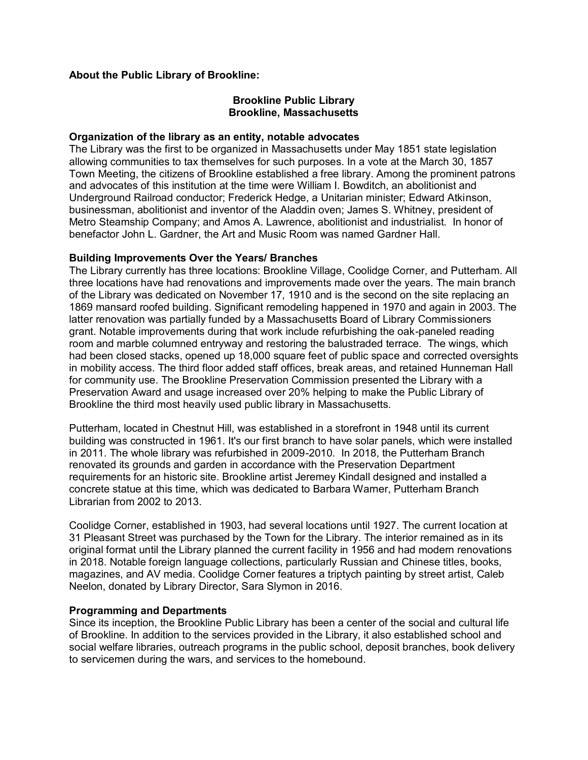**About the Public Library of Brookline:**

**Brookline Public Library**
**Brookline, Massachusetts**

**Organization of the library as an entity, notable advocates**

The Library was the first to be organized in Massachusetts under May 1851 state legislation allowing communities to tax themselves for such purposes. In a vote at the March 30, 1857 Town Meeting, the citizens of Brookline established a free library. Among the prominent patrons and advocates of this institution at the time were William I. Bowditch, an abolitionist and Underground Railroad conductor; Frederick Hedge, a Unitarian minister; Edward Atkinson, businessman, abolitionist and inventor of the Aladdin oven; James S. Whitney, president of Metro Steamship Company; and Amos A. Lawrence, abolitionist and industrialist. In honor of benefactor John L. Gardner, the Art and Music Room was named Gardner Hall.

**Building Improvements Over the Years/ Branches**

The Library currently has three locations: Brookline Village, Coolidge Corner, and Putterham. All three locations have had renovations and improvements made over the years. The main branch of the Library was dedicated on November 17, 1910 and is the second on the site replacing an 1869 mansard roofed building. Significant remodeling happened in 1970 and again in 2003. The latter renovation was partially funded by a Massachusetts Board of Library Commissioners grant. Notable improvements during that work include refurbishing the oak-paneled reading room and marble columned entryway and restoring the balustraded terrace. The wings, which had been closed stacks, opened up 18,000 square feet of public space and corrected oversights in mobility access. The third floor added staff offices, break areas, and retained Hunneman Hall for community use. The Brookline Preservation Commission presented the Library with a Preservation Award and usage increased over 20% helping to make the Public Library of Brookline the third most heavily used public library in Massachusetts.

Putterham, located in Chestnut Hill, was established in a storefront in 1948 until its current building was constructed in 1961. It's our first branch to have solar panels, which were installed in 2011. The whole library was refurbished in 2009-2010. In 2018, the Putterham Branch renovated its grounds and garden in accordance with the Preservation Department requirements for an historic site. Brookline artist Jeremey Kindall designed and installed a concrete statue at this time, which was dedicated to Barbara Warner, Putterham Branch Librarian from 2002 to 2013.

Coolidge Corner, established in 1903, had several locations until 1927. The current location at 31 Pleasant Street was purchased by the Town for the Library. The interior remained as in its original format until the Library planned the current facility in 1956 and had modern renovations in 2018. Notable foreign language collections, particularly Russian and Chinese titles, books, magazines, and AV media. Coolidge Corner features a triptych painting by street artist, Caleb Neelon, donated by Library Director, Sara Slymon in 2016.

**Programming and Departments**

Since its inception, the Brookline Public Library has been a center of the social and cultural life of Brookline. In addition to the services provided in the Library, it also established school and social welfare libraries, outreach programs in the public school, deposit branches, book delivery to servicemen during the wars, and services to the homebound.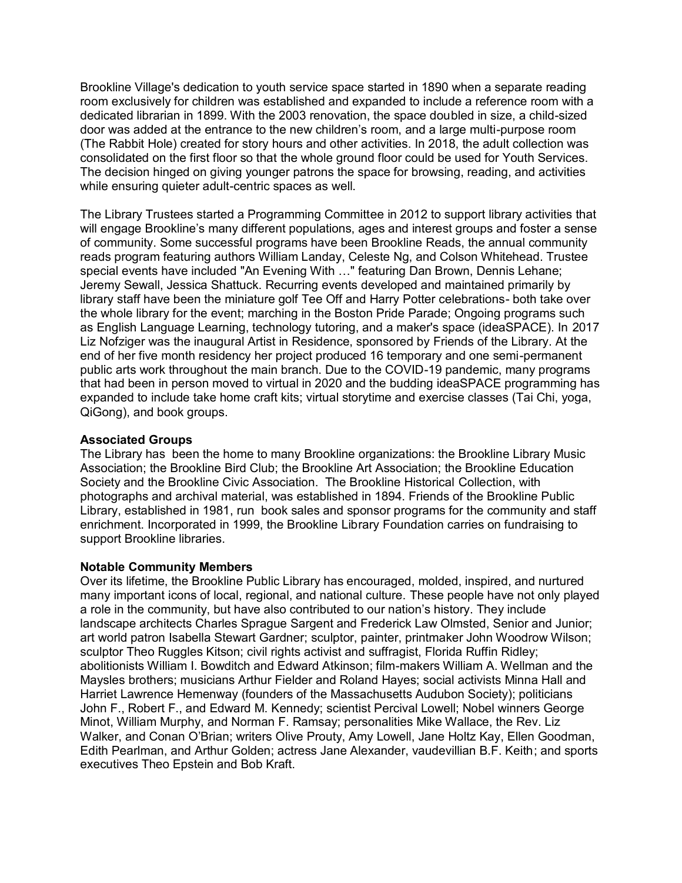Brookline Village's dedication to youth service space started in 1890 when a separate reading room exclusively for children was established and expanded to include a reference room with a dedicated librarian in 1899. With the 2003 renovation, the space doubled in size, a child-sized door was added at the entrance to the new children's room, and a large multi-purpose room (The Rabbit Hole) created for story hours and other activities. In 2018, the adult collection was consolidated on the first floor so that the whole ground floor could be used for Youth Services. The decision hinged on giving younger patrons the space for browsing, reading, and activities while ensuring quieter adult-centric spaces as well.

The Library Trustees started a Programming Committee in 2012 to support library activities that will engage Brookline's many different populations, ages and interest groups and foster a sense of community. Some successful programs have been Brookline Reads, the annual community reads program featuring authors William Landay, Celeste Ng, and Colson Whitehead. Trustee special events have included "An Evening With …" featuring Dan Brown, Dennis Lehane; Jeremy Sewall, Jessica Shattuck. Recurring events developed and maintained primarily by library staff have been the miniature golf Tee Off and Harry Potter celebrations- both take over the whole library for the event; marching in the Boston Pride Parade; Ongoing programs such as English Language Learning, technology tutoring, and a maker's space (ideaSPACE). In 2017 Liz Nofziger was the inaugural Artist in Residence, sponsored by Friends of the Library. At the end of her five month residency her project produced 16 temporary and one semi-permanent public arts work throughout the main branch. Due to the COVID-19 pandemic, many programs that had been in person moved to virtual in 2020 and the budding ideaSPACE programming has expanded to include take home craft kits; virtual storytime and exercise classes (Tai Chi, yoga, QiGong), and book groups.

**Associated Groups**

The Library has been the home to many Brookline organizations: the Brookline Library Music Association; the Brookline Bird Club; the Brookline Art Association; the Brookline Education Society and the Brookline Civic Association. The Brookline Historical Collection, with photographs and archival material, was established in 1894. Friends of the Brookline Public Library, established in 1981, run book sales and sponsor programs for the community and staff enrichment. Incorporated in 1999, the Brookline Library Foundation carries on fundraising to support Brookline libraries.

**Notable Community Members**

Over its lifetime, the Brookline Public Library has encouraged, molded, inspired, and nurtured many important icons of local, regional, and national culture. These people have not only played a role in the community, but have also contributed to our nation's history. They include landscape architects Charles Sprague Sargent and Frederick Law Olmsted, Senior and Junior; art world patron Isabella Stewart Gardner; sculptor, painter, printmaker John Woodrow Wilson; sculptor Theo Ruggles Kitson; civil rights activist and suffragist, Florida Ruffin Ridley; abolitionists William I. Bowditch and Edward Atkinson; film-makers William A. Wellman and the Maysles brothers; musicians Arthur Fielder and Roland Hayes; social activists Minna Hall and Harriet Lawrence Hemenway (founders of the Massachusetts Audubon Society); politicians John F., Robert F., and Edward M. Kennedy; scientist Percival Lowell; Nobel winners George Minot, William Murphy, and Norman F. Ramsay; personalities Mike Wallace, the Rev. Liz Walker, and Conan O'Brian; writers Olive Prouty, Amy Lowell, Jane Holtz Kay, Ellen Goodman, Edith Pearlman, and Arthur Golden; actress Jane Alexander, vaudevillian B.F. Keith; and sports executives Theo Epstein and Bob Kraft.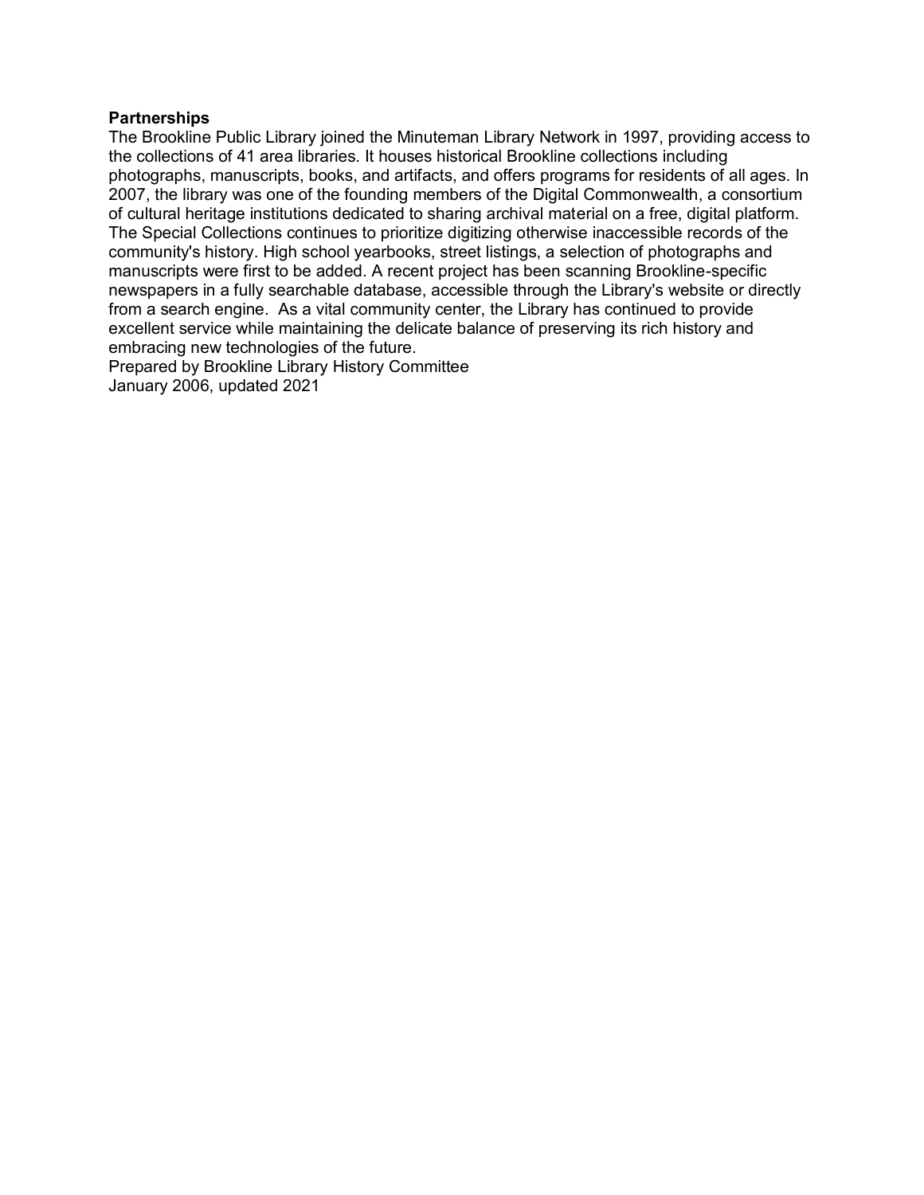**Partnerships**

The Brookline Public Library joined the Minuteman Library Network in 1997, providing access to the collections of 41 area libraries. It houses historical Brookline collections including photographs, manuscripts, books, and artifacts, and offers programs for residents of all ages. In 2007, the library was one of the founding members of the Digital Commonwealth, a consortium of cultural heritage institutions dedicated to sharing archival material on a free, digital platform. The Special Collections continues to prioritize digitizing otherwise inaccessible records of the community's history. High school yearbooks, street listings, a selection of photographs and manuscripts were first to be added. A recent project has been scanning Brookline-specific newspapers in a fully searchable database, accessible through the Library's website or directly from a search engine. As a vital community center, the Library has continued to provide excellent service while maintaining the delicate balance of preserving its rich history and embracing new technologies of the future.

Prepared by Brookline Library History Committee
January 2006, updated 2021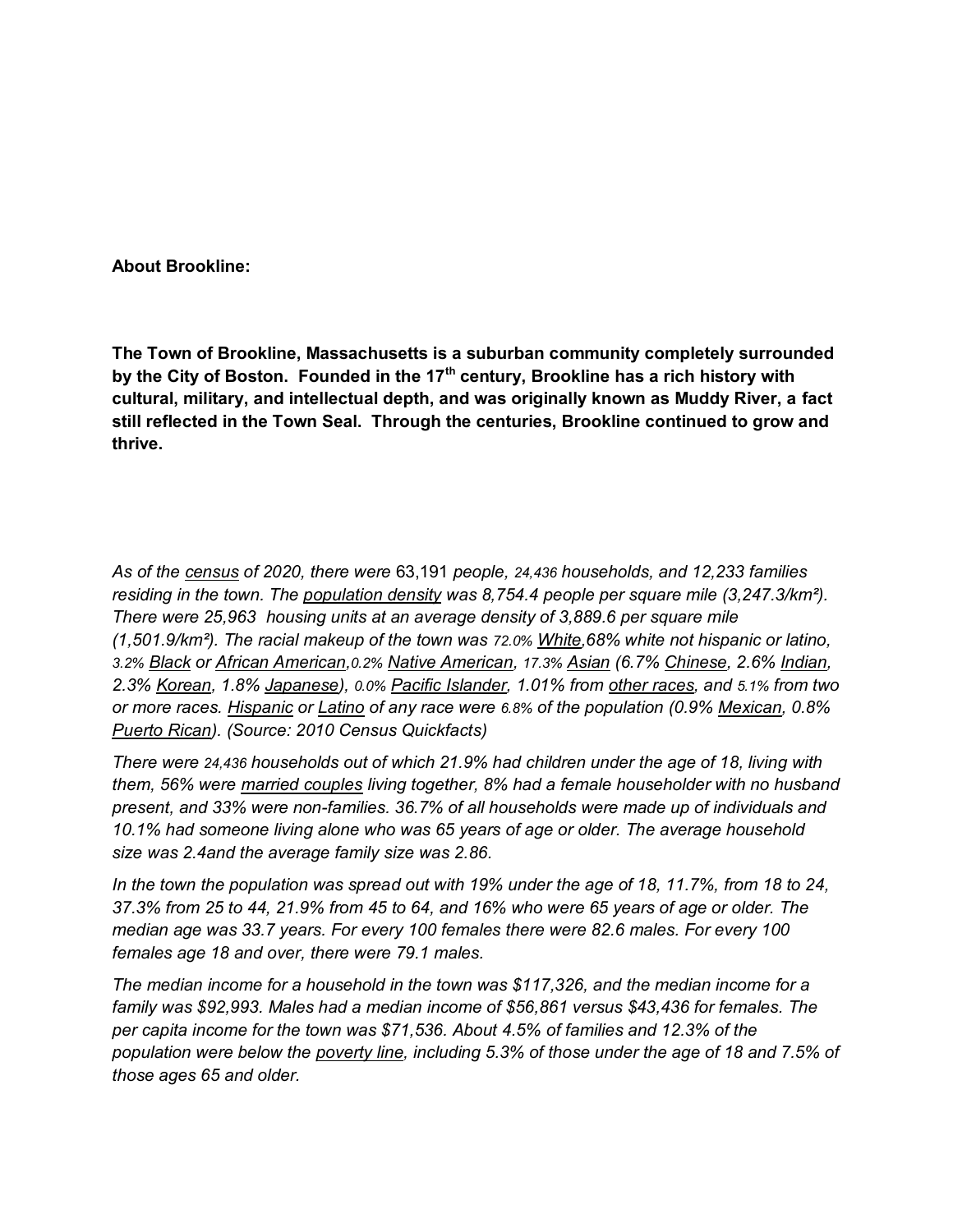**About Brookline:**

**The Town of Brookline, Massachusetts is a suburban community completely surrounded by the City of Boston. Founded in the 17th century, Brookline has a rich history with cultural, military, and intellectual depth, and was originally known as Muddy River, a fact still reflected in the Town Seal. Through the centuries, Brookline continued to grow and thrive.**

*As of the census of 2020, there were 63,191 people, 24,436 households, and 12,233 families residing in the town. The population density was 8,754.4 people per square mile (3,247.3/km²). There were 25,963 housing units at an average density of 3,889.6 per square mile (1,501.9/km²). The racial makeup of the town was 72.0% White,68% white not hispanic or latino, 3.2% Black or African American,0.2% Native American, 17.3% Asian (6.7% Chinese, 2.6% Indian, 2.3% Korean, 1.8% Japanese), 0.0% Pacific Islander, 1.01% from other races, and 5.1% from two or more races. Hispanic or Latino of any race were 6.8% of the population (0.9% Mexican, 0.8% Puerto Rican). (Source: 2010 Census Quickfacts)*

*There were 24,436 households out of which 21.9% had children under the age of 18, living with them, 56% were married couples living together, 8% had a female householder with no husband present, and 33% were non-families. 36.7% of all households were made up of individuals and 10.1% had someone living alone who was 65 years of age or older. The average household size was 2.4and the average family size was 2.86.*

*In the town the population was spread out with 19% under the age of 18, 11.7%, from 18 to 24, 37.3% from 25 to 44, 21.9% from 45 to 64, and 16% who were 65 years of age or older. The median age was 33.7 years. For every 100 females there were 82.6 males. For every 100 females age 18 and over, there were 79.1 males.*

*The median income for a household in the town was $117,326, and the median income for a family was $92,993. Males had a median income of $56,861 versus $43,436 for females. The per capita income for the town was $71,536. About 4.5% of families and 12.3% of the population were below the poverty line, including 5.3% of those under the age of 18 and 7.5% of those ages 65 and older.*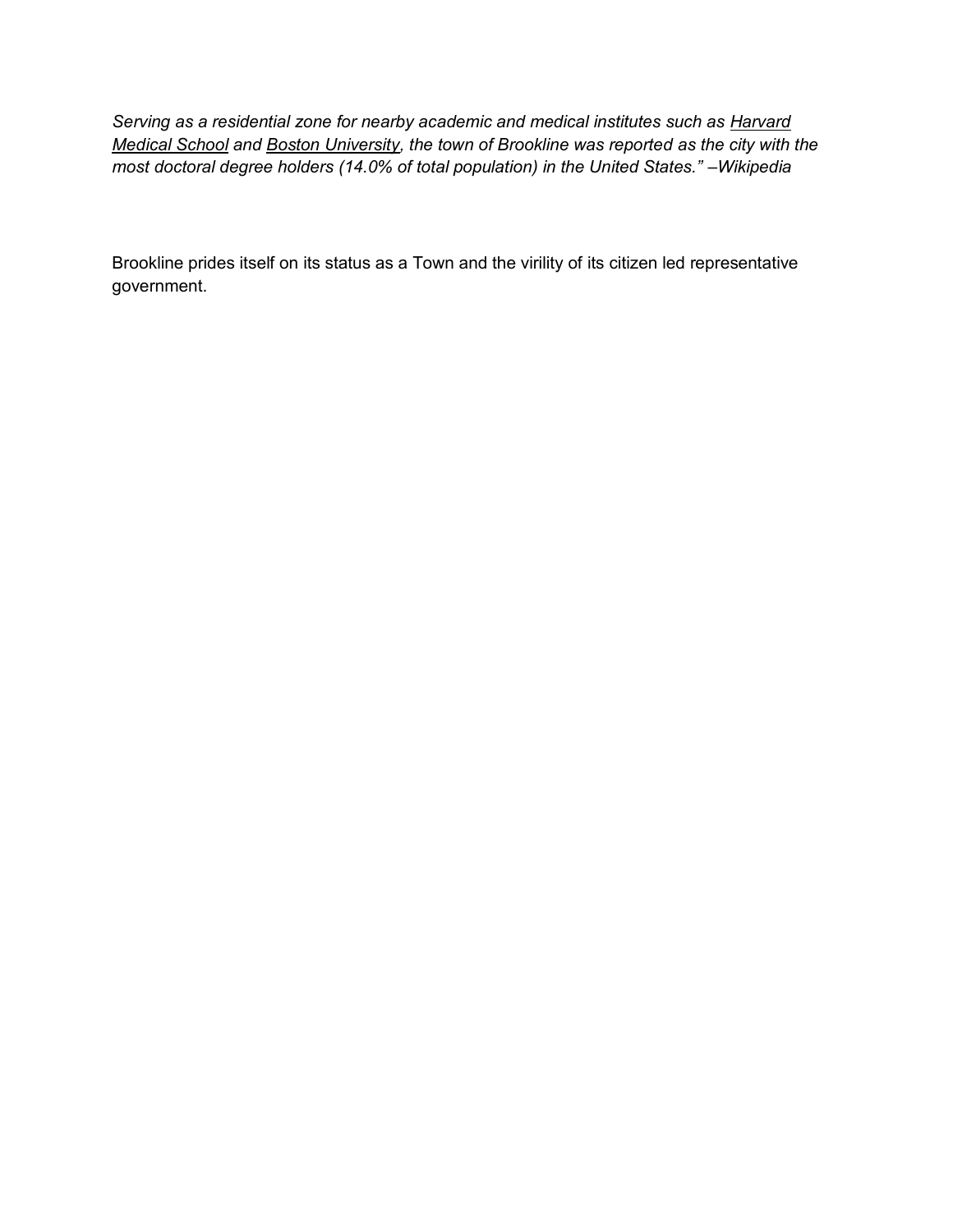*Serving as a residential zone for nearby academic and medical institutes such as Harvard Medical School and Boston University, the town of Brookline was reported as the city with the most doctoral degree holders (14.0% of total population) in the United States." –Wikipedia*

Brookline prides itself on its status as a Town and the virility of its citizen led representative government.